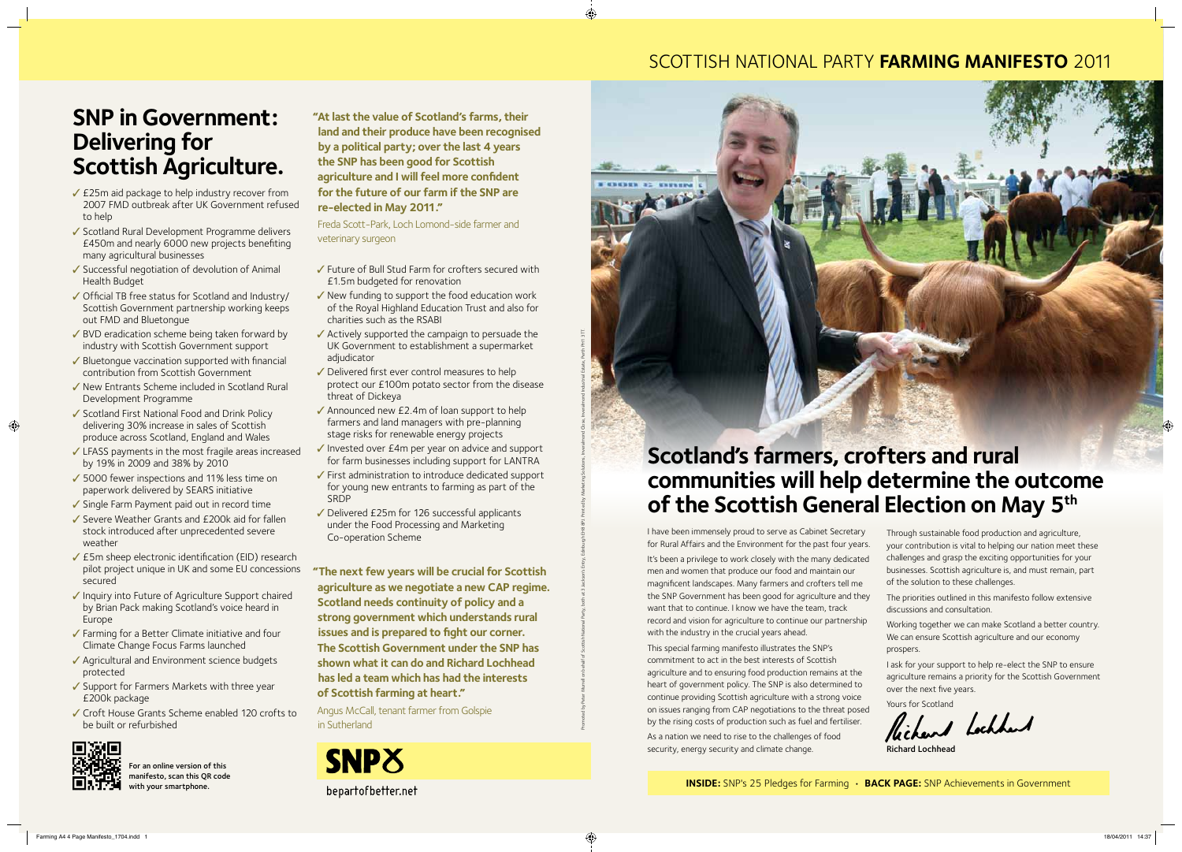# SCOTTISH NATIONAL PARTY **FARMING MANIFESTO** 2011

## SNP in Government: Delivering for Scottish Agriculture.

- ✓ £25m aid package to help industry recover from 2007 FMD outbreak after UK Government refused to help
- ✓ Scotland Rural Development Programme delivers £450m and nearly 6000 new projects benefiting many agricultural businesses
- ✓ Successful negotiation of devolution of Animal Health Budget
- ✓ Official TB free status for Scotland and Industry/ Scottish Government partnership working keeps out FMD and Bluetongue
- ✓ BVD eradication scheme being taken forward by industry with Scottish Government support
- ✓ Bluetongue vaccination supported with financial contribution from Scottish Government
- ✓ New Entrants Scheme included in Scotland Rural Development Programme
- ✓ Scotland First National Food and Drink Policy delivering 30% increase in sales of Scottish produce across Scotland, England and Wales
- ✓ LFASS payments in the most fragile areas increased by 19% in 2009 and 38% by 2010
- ✓ 5000 fewer inspections and 11% less time on paperwork delivered by SEARS initiative
- ✓ Single Farm Payment paid out in record time
- ✓ Severe Weather Grants and £200k aid for fallen stock introduced after unprecedented severe weather
- ✓ £5m sheep electronic identification (EID) research pilot project unique in UK and some EU concessions secured
- ✓ Inquiry into Future of Agriculture Support chaired by Brian Pack making Scotland's voice heard in Europe
- ✓ Farming for a Better Climate initiative and four Climate Change Focus Farms launched
- ✓ Agricultural and Environment science budgets protected
- ✓ Support for Farmers Markets with three year £200k package
- ✓ Croft House Grants Scheme enabled 120 crofts to be built or refurbished

**For an online version of this manifesto, scan this QR code with your smartphone.**

**"At last the value of Scotland's farms, their land and their produce have been recognised by a political party; over the last 4 years the SNP has been good for Scottish agriculture and I will feel more confident for the future of our farm if the SNP are re-elected in May 2011."**

Freda Scott-Park, Loch Lomond-side farmer and veterinary surgeon

- ✓ Future of Bull Stud Farm for crofters secured with £1.5m budgeted for renovation
- ✓ New funding to support the food education work of the Royal Highland Education Trust and also for charities such as the RSABI
- ✓ Actively supported the campaign to persuade the UK Government to establishment a supermarket adjudicator
- ✓ Delivered first ever control measures to help protect our £100m potato sector from the disease threat of Dickeya
- ✓ Announced new £2.4m of loan support to help farmers and land managers with pre-planning stage risks for renewable energy projects
- ✓ Invested over £4m per year on advice and support for farm businesses including support for LANTRA
- ✓ First administration to introduce dedicated support for young new entrants to farming as part of the SRDP
- ✓ Delivered £25m for 126 successful applicants under the Food Processing and Marketing Co-operation Scheme

**"The next few years will be crucial for Scottish agriculture as we negotiate a new CAP regime. Scotland needs continuity of policy and a strong government which understands rural issues and is prepared to fight our corner. The Scottish Government under the SNP has shown what it can do and Richard Lochhead has led a team which has had the interests of Scottish farming at heart."**

Angus McCall, tenant farmer from Golspie in Sutherland

**SNP**

bepartofbetter.net

## Scotland's farmers, crofters and rural communities will help determine the outcome of the Scottish General Election on May 5th

I have been immensely proud to serve as Cabinet Secretary for Rural Affairs and the Environment for the past four years.

It's been a privilege to work closely with the many dedicated men and women that produce our food and maintain our magnificent landscapes. Many farmers and crofters tell me the SNP Government has been good for agriculture and they want that to continue. I know we have the team, track record and vision for agriculture to continue our partnership with the industry in the crucial years ahead.

This special farming manifesto illustrates the SNP's commitment to act in the best interests of Scottish agriculture and to ensuring food production remains at the heart of government policy. The SNP is also determined to continue providing Scottish agriculture with a strong voice on issues ranging from CAP negotiations to the threat posed by the rising costs of production such as fuel and fertiliser.

As a nation we need to rise to the challenges of food security, energy security and climate change.

Through sustainable food production and agriculture, your contribution is vital to helping our nation meet these challenges and grasp the exciting opportunities for your businesses. Scottish agriculture is, and must remain, part of the solution to these challenges.

The priorities outlined in this manifesto follow extensive discussions and consultation.

Working together we can make Scotland a better country. We can ensure Scottish agriculture and our economy prospers.

I ask for your support to help re-elect the SNP to ensure agriculture remains a priority for the Scottish Government over the next five years.

Yours for Scotland

Richard Lochhead

**INSIDE:** SNP's 25 Pledges for Farming • **BACK PAGE:** SNP Achievements in Government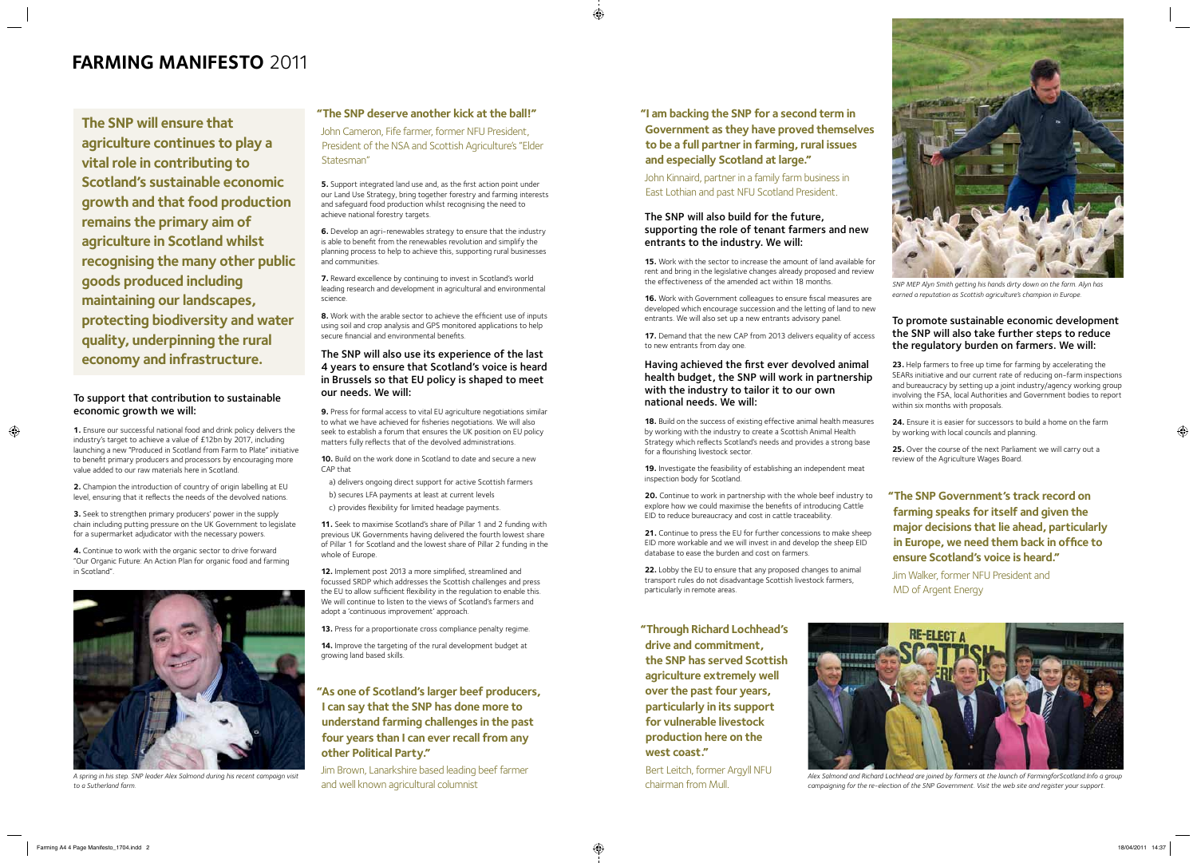# FARMING MANIFESTO 2011

**The SNP will ensure that agriculture continues to play a vital role in contributing to Scotland's sustainable economic growth and that food production remains the primary aim of agriculture in Scotland whilst recognising the many other public goods produced including maintaining our landscapes, protecting biodiversity and water quality, underpinning the rural economy and infrastructure.**

### To support that contribution to sustainable economic growth we will:

**1.** Ensure our successful national food and drink policy delivers the industry's target to achieve a value of £12bn by 2017, including launching a new "Produced in Scotland from Farm to Plate" initiative to benefit primary producers and processors by encouraging more value added to our raw materials here in Scotland.

**2.** Champion the introduction of country of origin labelling at EU level, ensuring that it reflects the needs of the devolved nations.

**3.** Seek to strengthen primary producers' power in the supply chain including putting pressure on the UK Government to legislate for a supermarket adjudicator with the necessary powers.

**4.** Continue to work with the organic sector to drive forward "Our Organic Future: An Action Plan for organic food and farming in Scotland".

*A spring in his step. SNP leader Alex Salmond during his recent campaign visit to a Sutherland farm.*

**"The SNP deserve another kick at the ball!"**

John Cameron, Fife farmer, former NFU President, President of the NSA and Scottish Agriculture's "Elder Statesman"

**5.** Support integrated land use and, as the first action point under our Land Use Strategy, bring together forestry and farming interests and safeguard food production whilst recognising the need to achieve national forestry targets.

**6.** Develop an agri-renewables strategy to ensure that the industry is able to benefit from the renewables revolution and simplify the planning process to help to achieve this, supporting rural businesses and communities.

**7.** Reward excellence by continuing to invest in Scotland's world leading research and development in agricultural and environmental science.

**8.** Work with the arable sector to achieve the efficient use of inputs using soil and crop analysis and GPS monitored applications to help secure financial and environmental benefits.

### The SNP will also use its experience of the last 4 years to ensure that Scotland's voice is heard in Brussels so that EU policy is shaped to meet our needs. We will:

**9.** Press for formal access to vital EU agriculture negotiations similar to what we have achieved for fisheries negotiations. We will also seek to establish a forum that ensures the UK position on EU policy matters fully reflects that of the devolved administrations.

**10.** Build on the work done in Scotland to date and secure a new CAP that

a) delivers ongoing direct support for active Scottish farmers

b) secures LFA payments at least at current levels

c) provides flexibility for limited headage payments.

**11.** Seek to maximise Scotland's share of Pillar 1 and 2 funding with previous UK Governments having delivered the fourth lowest share of Pillar 1 for Scotland and the lowest share of Pillar 2 funding in the whole of Europe.

**12.** Implement post 2013 a more simplified, streamlined and focussed SRDP which addresses the Scottish challenges and press the EU to allow sufficient flexibility in the regulation to enable this. We will continue to listen to the views of Scotland's farmers and adopt a 'continuous improvement' approach.

**13.** Press for a proportionate cross compliance penalty regime.

**14.** Improve the targeting of the rural development budget at growing land based skills.

**"As one of Scotland's larger beef producers, I can say that the SNP has done more to understand farming challenges in the past four years than I can ever recall from any other Political Party."**

Jim Brown, Lanarkshire based leading beef farmer and well known agricultural columnist

**"I am backing the SNP for a second term in Government as they have proved themselves to be a full partner in farming, rural issues and especially Scotland at large."**

John Kinnaird, partner in a family farm business in East Lothian and past NFU Scotland President.

### The SNP will also build for the future, supporting the role of tenant farmers and new entrants to the industry. We will:

**15.** Work with the sector to increase the amount of land available for rent and bring in the legislative changes already proposed and review the effectiveness of the amended act within 18 months.

**16.** Work with Government colleagues to ensure fiscal measures are developed which encourage succession and the letting of land to new entrants. We will also set up a new entrants advisory panel.

**17.** Demand that the new CAP from 2013 delivers equality of access to new entrants from day one.

### Having achieved the first ever devolved animal health budget, the SNP will work in partnership with the industry to tailor it to our own national needs. We will:

**18.** Build on the success of existing effective animal health measures by working with the industry to create a Scottish Animal Health Strategy which reflects Scotland's needs and provides a strong base for a flourishing livestock sector.

**19.** Investigate the feasibility of establishing an independent meat inspection body for Scotland.

**20.** Continue to work in partnership with the whole beef industry to explore how we could maximise the benefits of introducing Cattle EID to reduce bureaucracy and cost in cattle traceability.

**21.** Continue to press the EU for further concessions to make sheep EID more workable and we will invest in and develop the sheep EID database to ease the burden and cost on farmers.

**22.** Lobby the EU to ensure that any proposed changes to animal transport rules do not disadvantage Scottish livestock farmers, particularly in remote areas.

**"Through Richard Lochhead's drive and commitment, the SNP has served Scottish agriculture extremely well over the past four years, particularly in its support for vulnerable livestock production here on the west coast."**

Bert Leitch, former Argyll NFU chairman from Mull.

*SNP MEP Alyn Smith getting his hands dirty down on the farm. Alyn has earned a reputation as Scottish agriculture's champion in Europe.*

### To promote sustainable economic development the SNP will also take further steps to reduce the regulatory burden on farmers. We will:

**23.** Help farmers to free up time for farming by accelerating the SEARs initiative and our current rate of reducing on-farm inspections and bureaucracy by setting up a joint industry/agency working group involving the FSA, local Authorities and Government bodies to report within six months with proposals.

**24.** Ensure it is easier for successors to build a home on the farm by working with local councils and planning.

**25.** Over the course of the next Parliament we will carry out a review of the Agriculture Wages Board.

**"The SNP Government's track record on farming speaks for itself and given the major decisions that lie ahead, particularly in Europe, we need them back in office to ensure Scotland's voice is heard."**

Jim Walker, former NFU President and MD of Argent Energy

*Alex Salmond and Richard Lochhead are joined by farmers at the launch of FarmingforScotland.info a group campaigning for the re-election of the SNP Government. Visit the web site and register your support.*